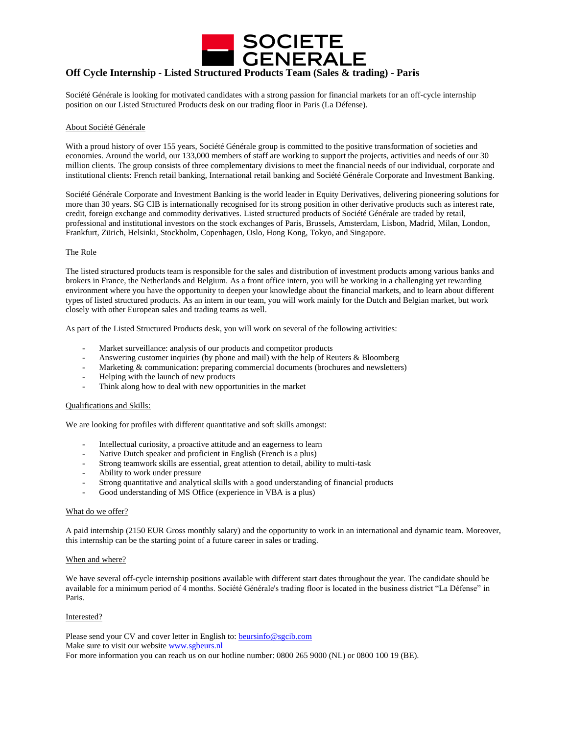SOCIETE GENERALE

# Off Cycle Internship - Listed Structured Products Team (Sales & trading) - Paris

Société Générale is looking for motivated candidates with a strong passion for financial markets for an off-cycle internship position on our Listed Structured Products desk on our trading floor in Paris (La Défense).

## About Société Générale

With a proud history of over 155 years, Société Générale group is committed to the positive transformation of societies and economies. Around the world, our 133,000 members of staff are working to support the projects, activities and needs of our 30 million clients. The group consists of three complementary divisions to meet the financial needs of our individual, corporate and institutional clients: French retail banking, International retail banking and Société Générale Corporate and Investment Banking.

Société Générale Corporate and Investment Banking is the world leader in Equity Derivatives, delivering pioneering solutions for more than 30 years. SG CIB is internationally recognised for its strong position in other derivative products such as interest rate, credit, foreign exchange and commodity derivatives. Listed structured products of Société Générale are traded by retail, professional and institutional investors on the stock exchanges of Paris, Brussels, Amsterdam, Lisbon, Madrid, Milan, London, Frankfurt, Zürich, Helsinki, Stockholm, Copenhagen, Oslo, Hong Kong, Tokyo, and Singapore.

## The Role

The listed structured products team is responsible for the sales and distribution of investment products among various banks and brokers in France, the Netherlands and Belgium. As a front office intern, you will be working in a challenging yet rewarding environment where you have the opportunity to deepen your knowledge about the financial markets, and to learn about different types of listed structured products. As an intern in our team, you will work mainly for the Dutch and Belgian market, but work closely with other European sales and trading teams as well.

As part of the Listed Structured Products desk, you will work on several of the following activities:

- Market surveillance: analysis of our products and competitor products
- Answering customer inquiries (by phone and mail) with the help of Reuters & Bloomberg
- Marketing & communication: preparing commercial documents (brochures and newsletters)
- Helping with the launch of new products
- Think along how to deal with new opportunities in the market

## Qualifications and Skills:

We are looking for profiles with different quantitative and soft skills amongst:

- Intellectual curiosity, a proactive attitude and an eagerness to learn
- Native Dutch speaker and proficient in English (French is a plus)
- Strong teamwork skills are essential, great attention to detail, ability to multi-task
- Ability to work under pressure
- Strong quantitative and analytical skills with a good understanding of financial products
- Good understanding of MS Office (experience in VBA is a plus)

## What do we offer?

A paid internship (2150 EUR Gross monthly salary) and the opportunity to work in an international and dynamic team. Moreover, this internship can be the starting point of a future career in sales or trading.

## When and where?

We have several off-cycle internship positions available with different start dates throughout the year. The candidate should be available for a minimum period of 4 months. Société Générale's trading floor is located in the business district "La Défense" in Paris.

## Interested?

Please send your CV and cover letter in English to: beursinfo@sgcib.com  
Make sure to visit our website www.sgbeurs.nl  
For more information you can reach us on our hotline number: 0800 265 9000 (NL) or 0800 100 19 (BE).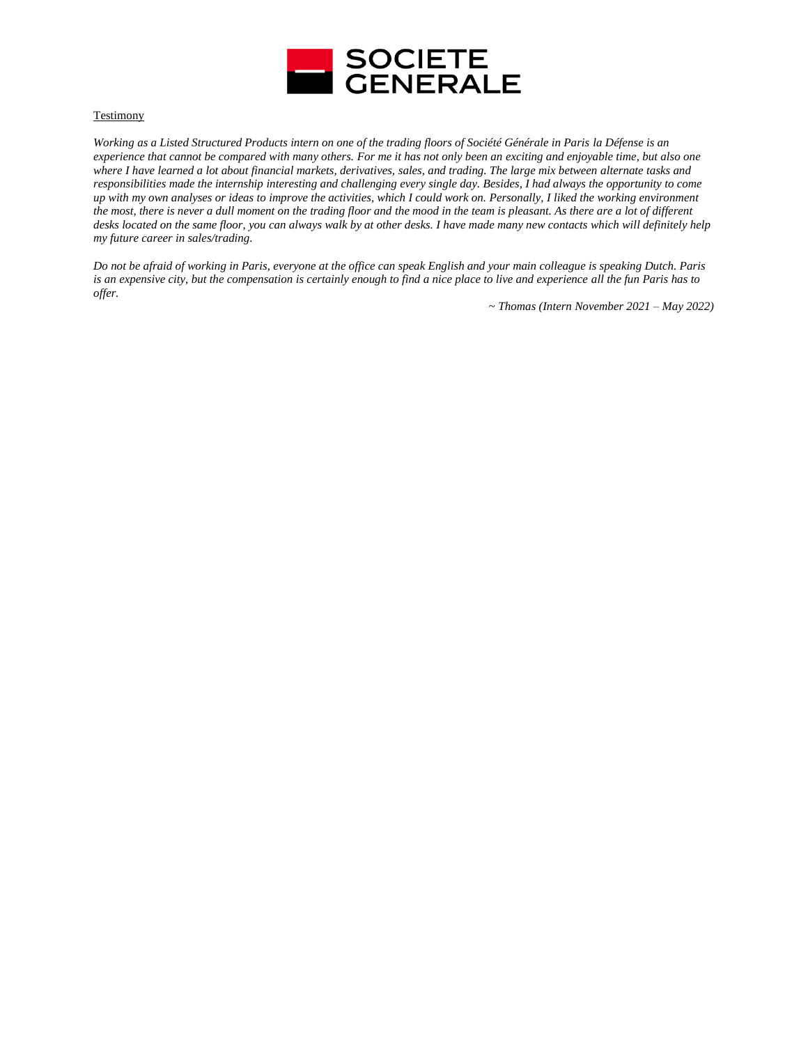<u>Testimony</u>

*Working as a Listed Structured Products intern on one of the trading floors of Société Générale in Paris la Défense is an experience that cannot be compared with many others. For me it has not only been an exciting and enjoyable time, but also one where I have learned a lot about financial markets, derivatives, sales, and trading. The large mix between alternate tasks and responsibilities made the internship interesting and challenging every single day. Besides, I had always the opportunity to come up with my own analyses or ideas to improve the activities, which I could work on. Personally, I liked the working environment the most, there is never a dull moment on the trading floor and the mood in the team is pleasant. As there are a lot of different desks located on the same floor, you can always walk by at other desks. I have made many new contacts which will definitely help my future career in sales/trading.*

*Do not be afraid of working in Paris, everyone at the office can speak English and your main colleague is speaking Dutch. Paris is an expensive city, but the compensation is certainly enough to find a nice place to live and experience all the fun Paris has to offer.*

*~ Thomas (Intern November 2021 – May 2022)*